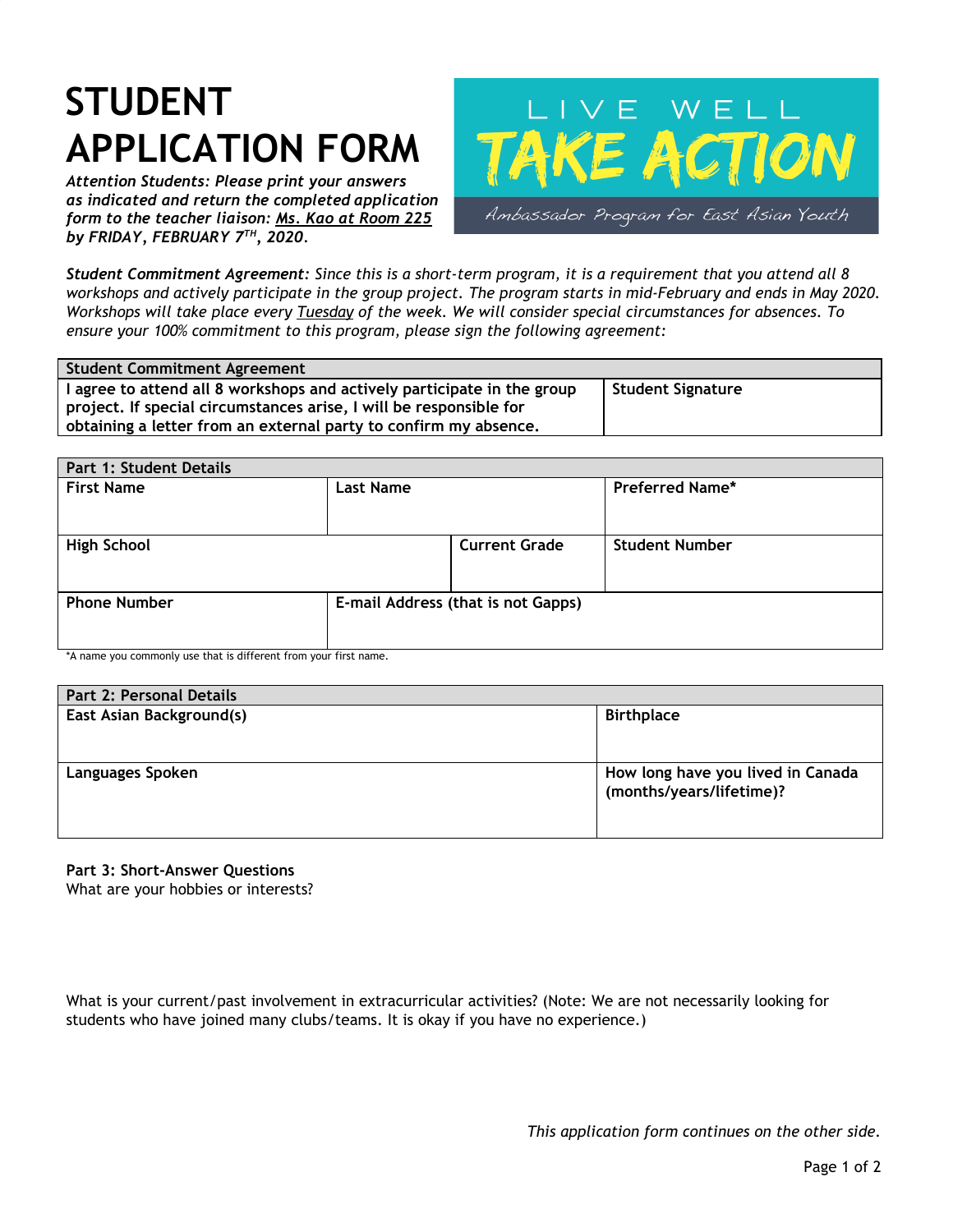# STUDENT APPLICATION FORM

***Attention Students: Please print your answers as indicated and return the completed application form to the teacher liaison: Ms. Kao at Room 225 by FRIDAY, FEBRUARY 7TH, 2020.***

LIVE WELL

TAKE ACTION

Ambassador Program for East Asian Youth

***Student Commitment Agreement**: Since this is a short-term program, it is a requirement that you attend all 8 workshops and actively participate in the group project. The program starts in mid-February and ends in May 2020. Workshops will take place every Tuesday of the week. We will consider special circumstances for absences. To ensure your 100% commitment to this program, please sign the following agreement:*

| **Student Commitment Agreement** | |
|---|---|
| **I agree to attend all 8 workshops and actively participate in the group project. If special circumstances arise, I will be responsible for obtaining a letter from an external party to confirm my absence.** | **Student Signature** |

| **Part 1: Student Details** | | | |
|---|---|---|---|
| **First Name** | **Last Name** | | **Preferred Name*** |
| **High School** | | **Current Grade** | **Student Number** |
| **Phone Number** | **E-mail Address (that is not Gapps)** | | |

*A name you commonly use that is different from your first name.

| **Part 2: Personal Details** | |
|---|---|
| **East Asian Background(s)** | **Birthplace** |
| **Languages Spoken** | **How long have you lived in Canada (months/years/lifetime)?** |

**Part 3: Short-Answer Questions**

What are your hobbies or interests?

What is your current/past involvement in extracurricular activities? (Note: We are not necessarily looking for students who have joined many clubs/teams. It is okay if you have no experience.)

*This application form continues on the other side.*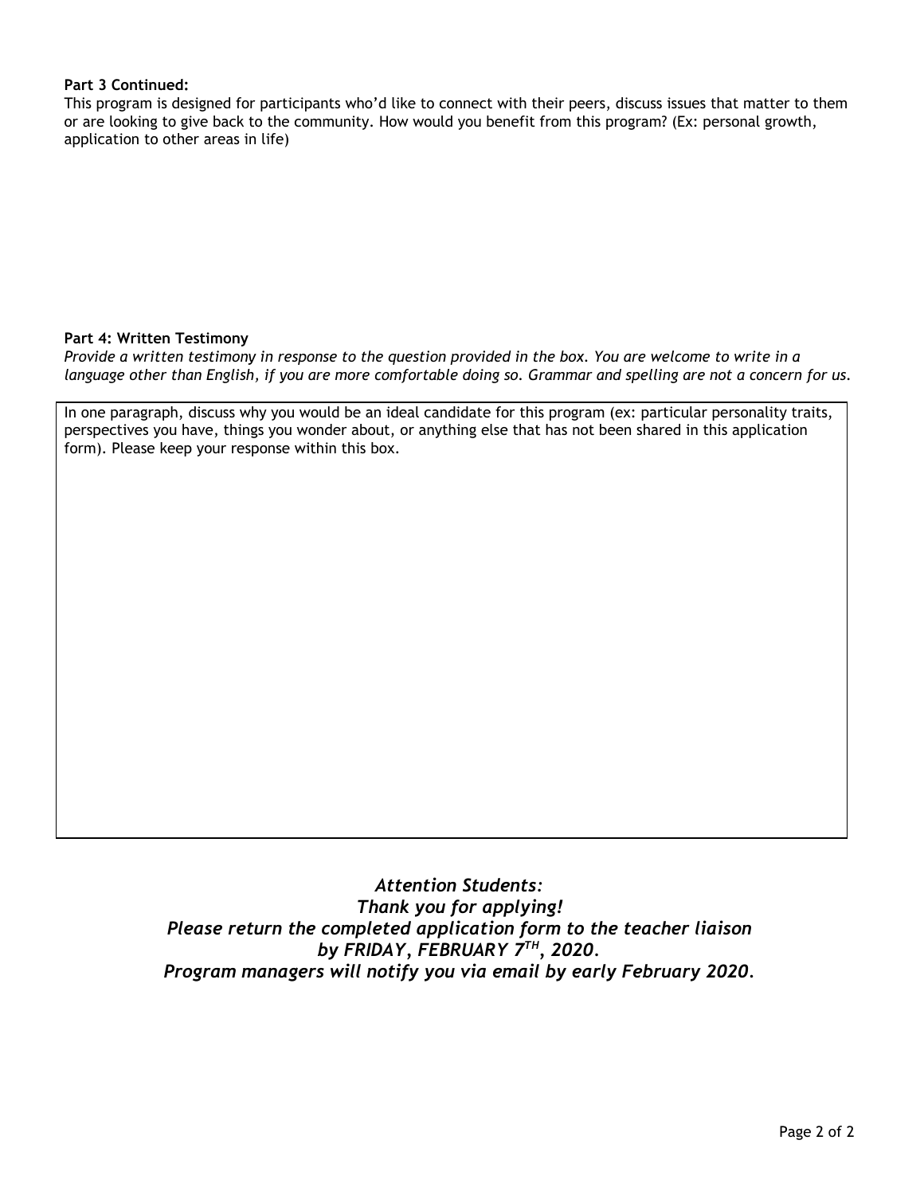**Part 3 Continued:**

This program is designed for participants who'd like to connect with their peers, discuss issues that matter to them or are looking to give back to the community. How would you benefit from this program? (Ex: personal growth, application to other areas in life)

**Part 4: Written Testimony**

*Provide a written testimony in response to the question provided in the box. You are welcome to write in a language other than English, if you are more comfortable doing so. Grammar and spelling are not a concern for us.*

In one paragraph, discuss why you would be an ideal candidate for this program (ex: particular personality traits, perspectives you have, things you wonder about, or anything else that has not been shared in this application form). Please keep your response within this box.

***Attention Students:***
***Thank you for applying!***
***Please return the completed application form to the teacher liaison by FRIDAY, FEBRUARY 7TH, 2020.***
***Program managers will notify you via email by early February 2020.***